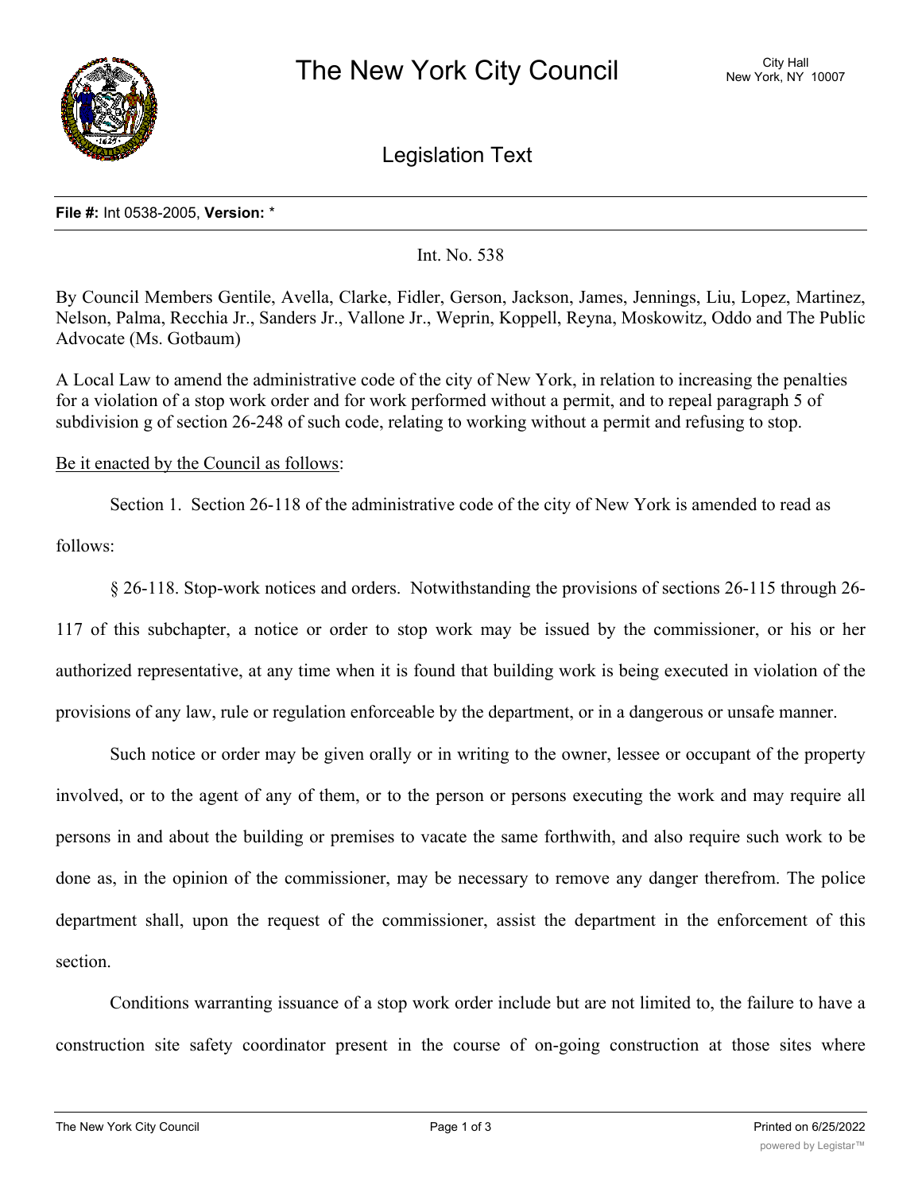# The New York City Council

City Hall
New York, NY 10007

## Legislation Text

**File #:** Int 0538-2005, **Version:** *

Int. No. 538

By Council Members Gentile, Avella, Clarke, Fidler, Gerson, Jackson, James, Jennings, Liu, Lopez, Martinez, Nelson, Palma, Recchia Jr., Sanders Jr., Vallone Jr., Weprin, Koppell, Reyna, Moskowitz, Oddo and The Public Advocate (Ms. Gotbaum)

A Local Law to amend the administrative code of the city of New York, in relation to increasing the penalties for a violation of a stop work order and for work performed without a permit, and to repeal paragraph 5 of subdivision g of section 26-248 of such code, relating to working without a permit and refusing to stop.

Be it enacted by the Council as follows:

Section 1. Section 26-118 of the administrative code of the city of New York is amended to read as follows:

§ 26-118. Stop-work notices and orders. Notwithstanding the provisions of sections 26-115 through 26-117 of this subchapter, a notice or order to stop work may be issued by the commissioner, or his or her authorized representative, at any time when it is found that building work is being executed in violation of the provisions of any law, rule or regulation enforceable by the department, or in a dangerous or unsafe manner.

Such notice or order may be given orally or in writing to the owner, lessee or occupant of the property involved, or to the agent of any of them, or to the person or persons executing the work and may require all persons in and about the building or premises to vacate the same forthwith, and also require such work to be done as, in the opinion of the commissioner, may be necessary to remove any danger therefrom. The police department shall, upon the request of the commissioner, assist the department in the enforcement of this section.

Conditions warranting issuance of a stop work order include but are not limited to, the failure to have a construction site safety coordinator present in the course of on-going construction at those sites where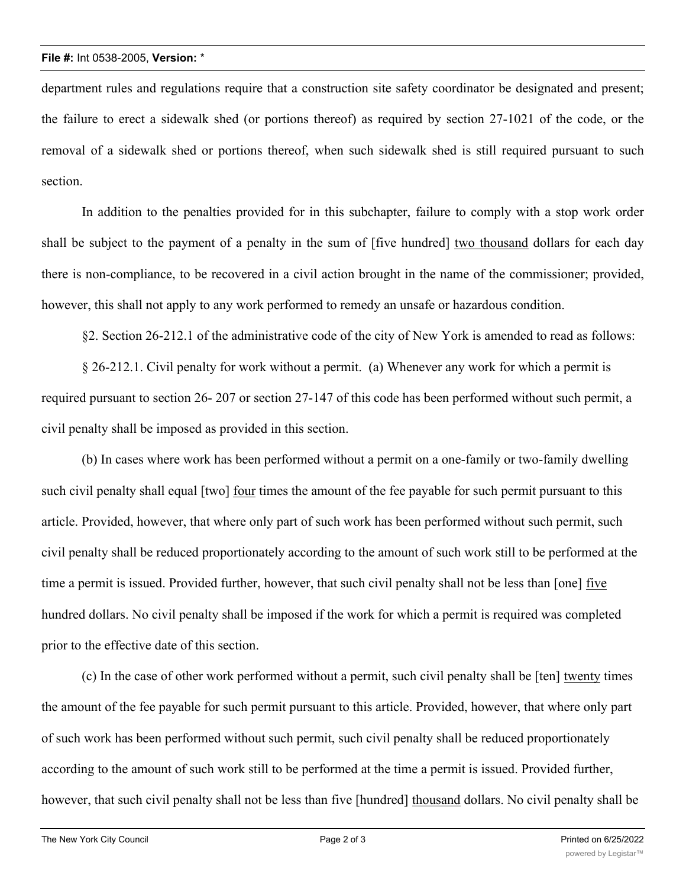department rules and regulations require that a construction site safety coordinator be designated and present; the failure to erect a sidewalk shed (or portions thereof) as required by section 27-1021 of the code, or the removal of a sidewalk shed or portions thereof, when such sidewalk shed is still required pursuant to such section.

In addition to the penalties provided for in this subchapter, failure to comply with a stop work order shall be subject to the payment of a penalty in the sum of [five hundred] two thousand dollars for each day there is non-compliance, to be recovered in a civil action brought in the name of the commissioner; provided, however, this shall not apply to any work performed to remedy an unsafe or hazardous condition.

§2. Section 26-212.1 of the administrative code of the city of New York is amended to read as follows:

§ 26-212.1. Civil penalty for work without a permit. (a) Whenever any work for which a permit is required pursuant to section 26- 207 or section 27-147 of this code has been performed without such permit, a civil penalty shall be imposed as provided in this section.

(b) In cases where work has been performed without a permit on a one-family or two-family dwelling such civil penalty shall equal [two] four times the amount of the fee payable for such permit pursuant to this article. Provided, however, that where only part of such work has been performed without such permit, such civil penalty shall be reduced proportionately according to the amount of such work still to be performed at the time a permit is issued. Provided further, however, that such civil penalty shall not be less than [one] five hundred dollars. No civil penalty shall be imposed if the work for which a permit is required was completed prior to the effective date of this section.

(c) In the case of other work performed without a permit, such civil penalty shall be [ten] twenty times the amount of the fee payable for such permit pursuant to this article. Provided, however, that where only part of such work has been performed without such permit, such civil penalty shall be reduced proportionately according to the amount of such work still to be performed at the time a permit is issued. Provided further, however, that such civil penalty shall not be less than five [hundred] thousand dollars. No civil penalty shall be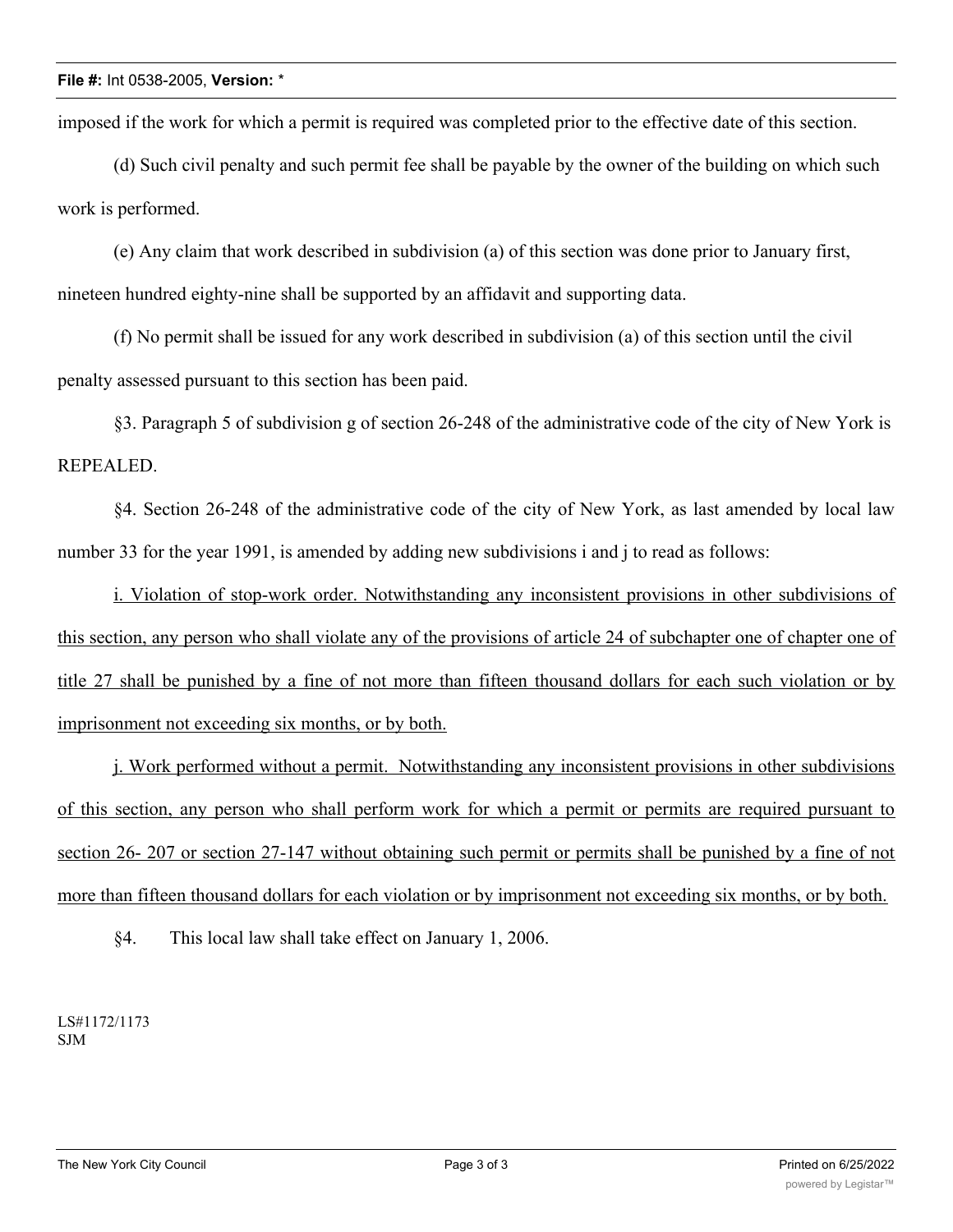imposed if the work for which a permit is required was completed prior to the effective date of this section.

(d) Such civil penalty and such permit fee shall be payable by the owner of the building on which such work is performed.

(e) Any claim that work described in subdivision (a) of this section was done prior to January first, nineteen hundred eighty-nine shall be supported by an affidavit and supporting data.

(f) No permit shall be issued for any work described in subdivision (a) of this section until the civil penalty assessed pursuant to this section has been paid.

§3. Paragraph 5 of subdivision g of section 26-248 of the administrative code of the city of New York is REPEALED.

§4. Section 26-248 of the administrative code of the city of New York, as last amended by local law number 33 for the year 1991, is amended by adding new subdivisions i and j to read as follows:

<u>i. Violation of stop-work order. Notwithstanding any inconsistent provisions in other subdivisions of this section, any person who shall violate any of the provisions of article 24 of subchapter one of chapter one of title 27 shall be punished by a fine of not more than fifteen thousand dollars for each such violation or by imprisonment not exceeding six months, or by both.</u>

<u>j. Work performed without a permit. Notwithstanding any inconsistent provisions in other subdivisions of this section, any person who shall perform work for which a permit or permits are required pursuant to section 26- 207 or section 27-147 without obtaining such permit or permits shall be punished by a fine of not more than fifteen thousand dollars for each violation or by imprisonment not exceeding six months, or by both.</u>

§4. This local law shall take effect on January 1, 2006.

LS#1172/1173
SJM